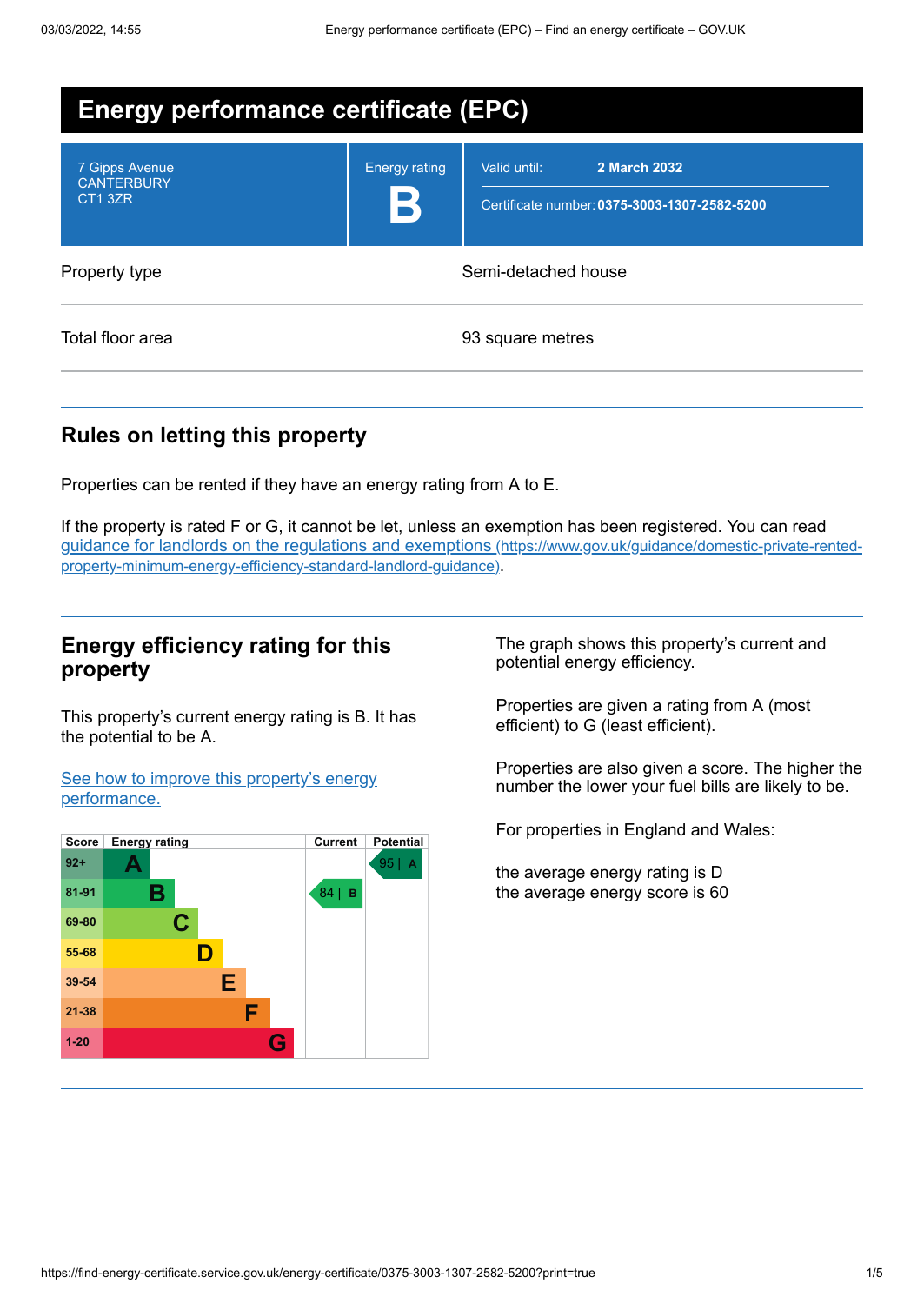# Energy performance certificate (EPC)

| | |
|---|---|
| 7 Gipps Avenue<br>CANTERBURY<br>CT1 3ZR | Energy rating **B** |
| Valid until: | **2 March 2032** |
| Certificate number: | **0375-3003-1307-2582-5200** |

| | |
|---|---|
| Property type | Semi-detached house |
| Total floor area | 93 square metres |

## Rules on letting this property

Properties can be rented if they have an energy rating from A to E.

If the property is rated F or G, it cannot be let, unless an exemption has been registered. You can read guidance for landlords on the regulations and exemptions (https://www.gov.uk/guidance/domestic-private-rented-property-minimum-energy-efficiency-standard-landlord-guidance).

## Energy efficiency rating for this property

This property's current energy rating is B. It has the potential to be A.

See how to improve this property's energy performance.

| Score | Energy rating | Current | Potential |
|---|---|---|---|
| 92+ | A | | 95 \| A |
| 81-91 | B | 84 \| B | |
| 69-80 | C | | |
| 55-68 | D | | |
| 39-54 | E | | |
| 21-38 | F | | |
| 1-20 | G | | |

The graph shows this property's current and potential energy efficiency.

Properties are given a rating from A (most efficient) to G (least efficient).

Properties are also given a score. The higher the number the lower your fuel bills are likely to be.

For properties in England and Wales:

the average energy rating is D
the average energy score is 60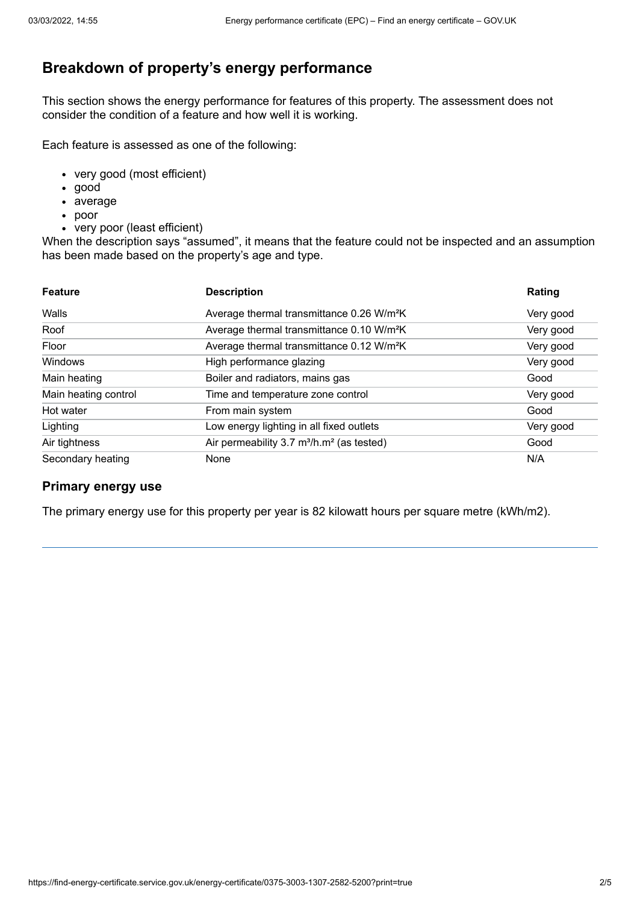## Breakdown of property's energy performance

This section shows the energy performance for features of this property. The assessment does not consider the condition of a feature and how well it is working.

Each feature is assessed as one of the following:

- very good (most efficient)
- good
- average
- poor
- very poor (least efficient)

When the description says "assumed", it means that the feature could not be inspected and an assumption has been made based on the property's age and type.

| Feature | Description | Rating |
| --- | --- | --- |
| Walls | Average thermal transmittance 0.26 $W/m^2K$ | Very good |
| Roof | Average thermal transmittance 0.10 $W/m^2K$ | Very good |
| Floor | Average thermal transmittance 0.12 $W/m^2K$ | Very good |
| Windows | High performance glazing | Very good |
| Main heating | Boiler and radiators, mains gas | Good |
| Main heating control | Time and temperature zone control | Very good |
| Hot water | From main system | Good |
| Lighting | Low energy lighting in all fixed outlets | Very good |
| Air tightness | Air permeability 3.7 $m^3/h.m^2$ (as tested) | Good |
| Secondary heating | None | N/A |

### Primary energy use

The primary energy use for this property per year is 82 kilowatt hours per square metre (kWh/m2).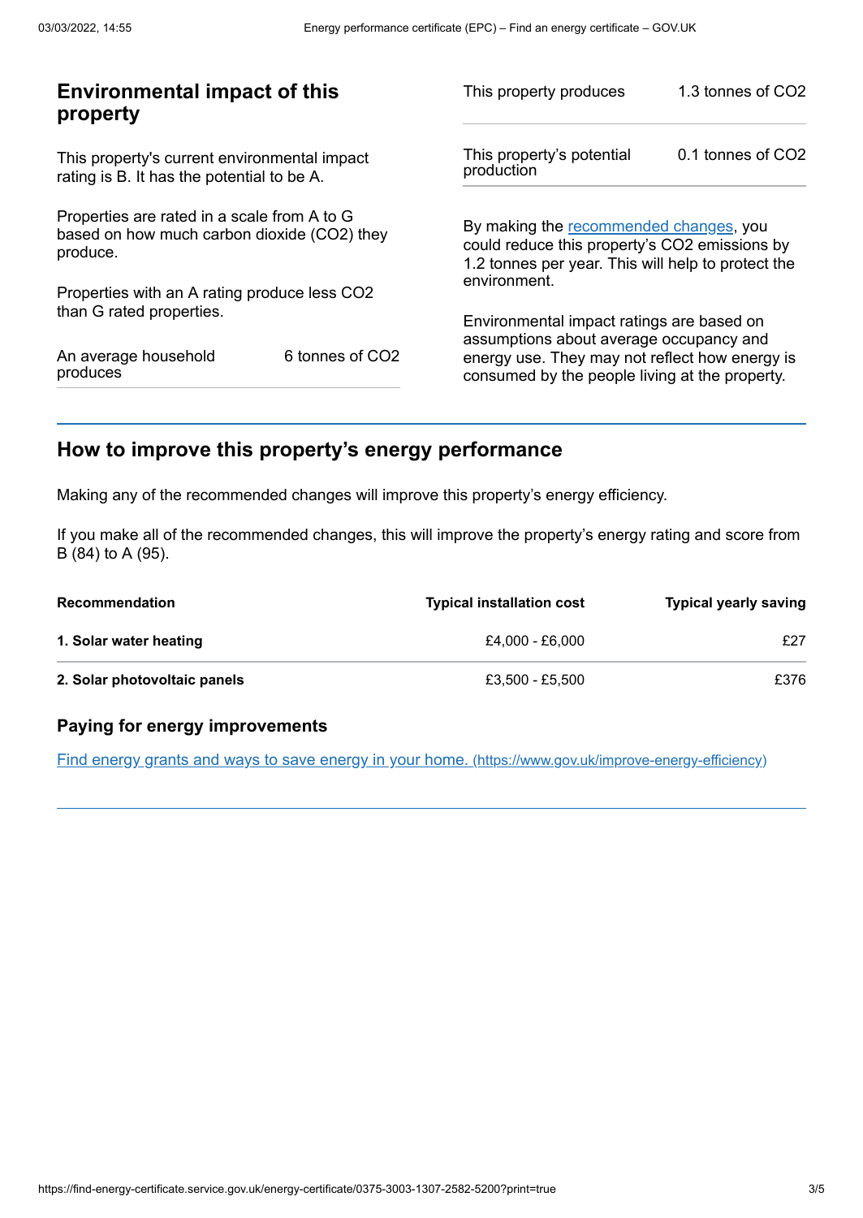## Environmental impact of this property

This property's current environmental impact rating is B. It has the potential to be A.

Properties are rated in a scale from A to G based on how much carbon dioxide ($CO_2$) they produce.

Properties with an A rating produce less $CO_2$ than G rated properties.

| | |
|---|---|
| An average household produces | 6 tonnes of $CO_2$ |
| This property produces | 1.3 tonnes of $CO_2$ |
| This property's potential production | 0.1 tonnes of $CO_2$ |

By making the recommended changes, you could reduce this property's $CO_2$ emissions by 1.2 tonnes per year. This will help to protect the environment.

Environmental impact ratings are based on assumptions about average occupancy and energy use. They may not reflect how energy is consumed by the people living at the property.

## How to improve this property's energy performance

Making any of the recommended changes will improve this property's energy efficiency.

If you make all of the recommended changes, this will improve the property's energy rating and score from B (84) to A (95).

| Recommendation | Typical installation cost | Typical yearly saving |
|---|---|---|
| **1. Solar water heating** | £4,000 - £6,000 | £27 |
| **2. Solar photovoltaic panels** | £3,500 - £5,500 | £376 |

### Paying for energy improvements

[Find energy grants and ways to save energy in your home. (https://www.gov.uk/improve-energy-efficiency)](https://www.gov.uk/improve-energy-efficiency)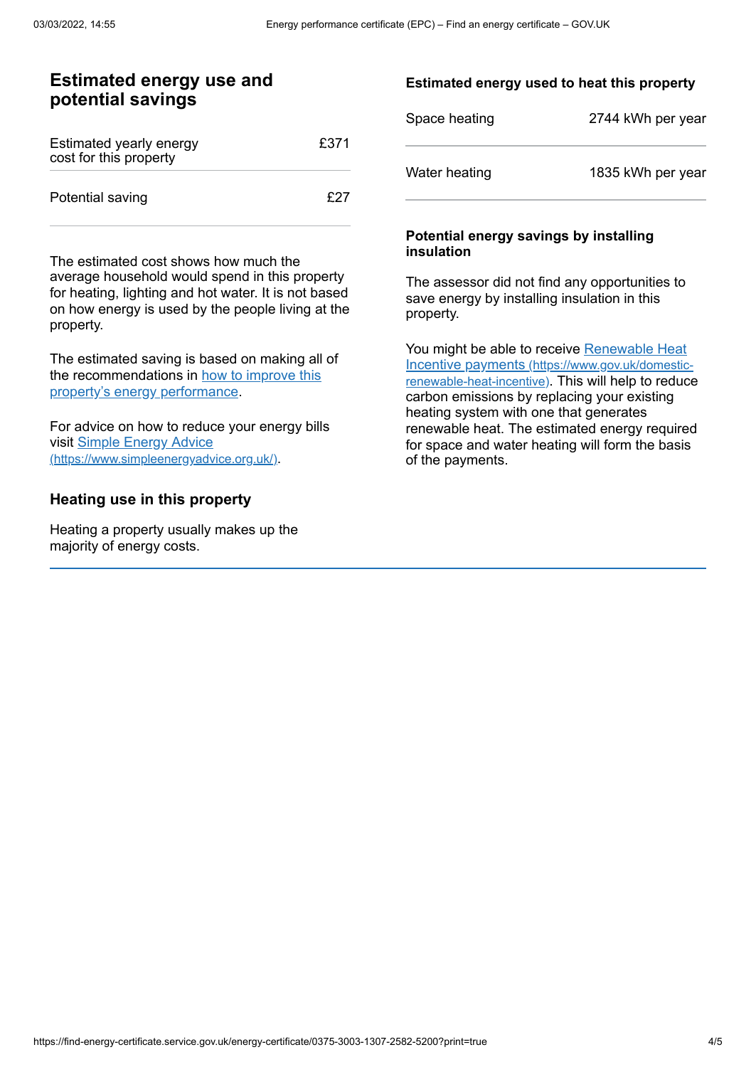## Estimated energy use and potential savings

| | |
|---|---|
| Estimated yearly energy cost for this property | £371 |
| Potential saving | £27 |

The estimated cost shows how much the average household would spend in this property for heating, lighting and hot water. It is not based on how energy is used by the people living at the property.

The estimated saving is based on making all of the recommendations in [how to improve this property's energy performance](#).

For advice on how to reduce your energy bills visit [Simple Energy Advice (https://www.simpleenergyadvice.org.uk/)](https://www.simpleenergyadvice.org.uk/).

## Heating use in this property

Heating a property usually makes up the majority of energy costs.

### Estimated energy used to heat this property

| | |
|---|---|
| Space heating | 2744 kWh per year |
| Water heating | 1835 kWh per year |

### Potential energy savings by installing insulation

The assessor did not find any opportunities to save energy by installing insulation in this property.

You might be able to receive [Renewable Heat Incentive payments (https://www.gov.uk/domestic-renewable-heat-incentive)](https://www.gov.uk/domestic-renewable-heat-incentive). This will help to reduce carbon emissions by replacing your existing heating system with one that generates renewable heat. The estimated energy required for space and water heating will form the basis of the payments.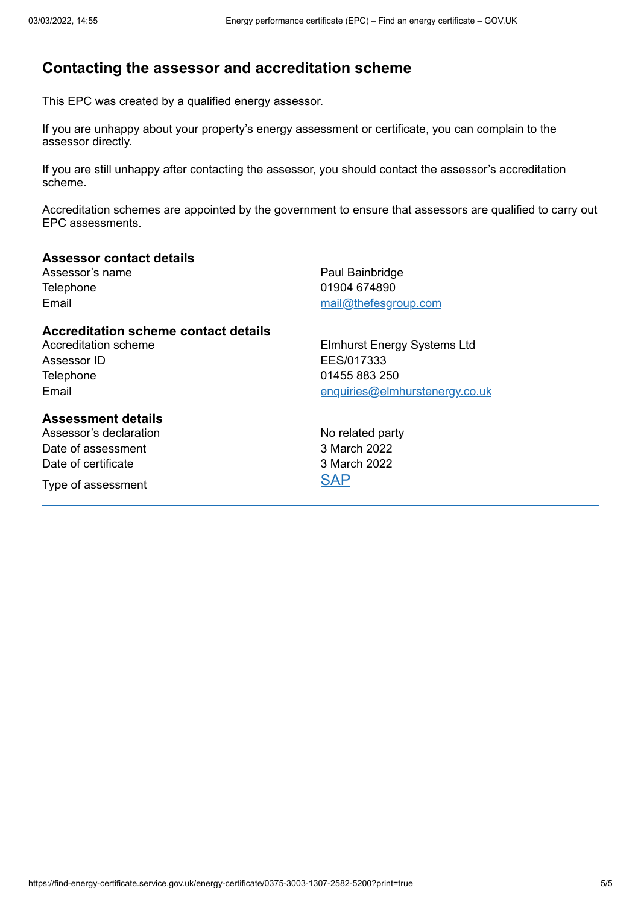## Contacting the assessor and accreditation scheme

This EPC was created by a qualified energy assessor.

If you are unhappy about your property's energy assessment or certificate, you can complain to the assessor directly.

If you are still unhappy after contacting the assessor, you should contact the assessor's accreditation scheme.

Accreditation schemes are appointed by the government to ensure that assessors are qualified to carry out EPC assessments.

### Assessor contact details

| | |
|---|---|
| Assessor's name | Paul Bainbridge |
| Telephone | 01904 674890 |
| Email | mail@thefesgroup.com |

### Accreditation scheme contact details

| | |
|---|---|
| Accreditation scheme | Elmhurst Energy Systems Ltd |
| Assessor ID | EES/017333 |
| Telephone | 01455 883 250 |
| Email | enquiries@elmhurstenergy.co.uk |

### Assessment details

| | |
|---|---|
| Assessor's declaration | No related party |
| Date of assessment | 3 March 2022 |
| Date of certificate | 3 March 2022 |
| Type of assessment | SAP |